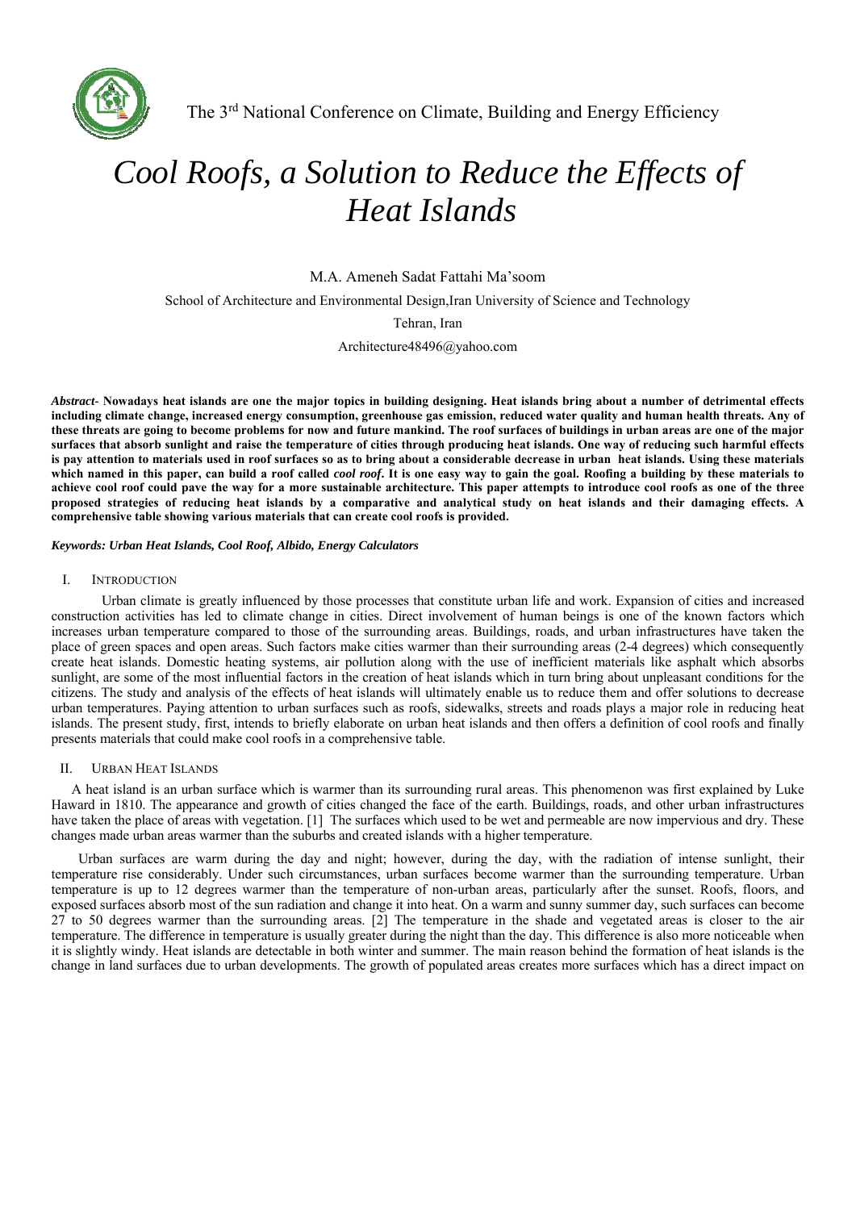The 3rd National Conference on Climate, Building and Energy Efficiency

# *Cool Roofs, a Solution to Reduce the Effects of Heat Islands*

M.A. Ameneh Sadat Fattahi Ma'soom

School of Architecture and Environmental Design,Iran University of Science and Technology

Tehran, Iran

Architecture48496@yahoo.com

***Abstract*- Nowadays heat islands are one the major topics in building designing. Heat islands bring about a number of detrimental effects including climate change, increased energy consumption, greenhouse gas emission, reduced water quality and human health threats. Any of these threats are going to become problems for now and future mankind. The roof surfaces of buildings in urban areas are one of the major surfaces that absorb sunlight and raise the temperature of cities through producing heat islands. One way of reducing such harmful effects is pay attention to materials used in roof surfaces so as to bring about a considerable decrease in urban heat islands. Using these materials which named in this paper, can build a roof called *cool roof*. It is one easy way to gain the goal. Roofing a building by these materials to achieve cool roof could pave the way for a more sustainable architecture. This paper attempts to introduce cool roofs as one of the three proposed strategies of reducing heat islands by a comparative and analytical study on heat islands and their damaging effects. A comprehensive table showing various materials that can create cool roofs is provided.**

***Keywords: Urban Heat Islands, Cool Roof, Albido, Energy Calculators***

## I. Introduction

Urban climate is greatly influenced by those processes that constitute urban life and work. Expansion of cities and increased construction activities has led to climate change in cities. Direct involvement of human beings is one of the known factors which increases urban temperature compared to those of the surrounding areas. Buildings, roads, and urban infrastructures have taken the place of green spaces and open areas. Such factors make cities warmer than their surrounding areas (2-4 degrees) which consequently create heat islands. Domestic heating systems, air pollution along with the use of inefficient materials like asphalt which absorbs sunlight, are some of the most influential factors in the creation of heat islands which in turn bring about unpleasant conditions for the citizens. The study and analysis of the effects of heat islands will ultimately enable us to reduce them and offer solutions to decrease urban temperatures. Paying attention to urban surfaces such as roofs, sidewalks, streets and roads plays a major role in reducing heat islands. The present study, first, intends to briefly elaborate on urban heat islands and then offers a definition of cool roofs and finally presents materials that could make cool roofs in a comprehensive table.

## II. Urban Heat Islands

A heat island is an urban surface which is warmer than its surrounding rural areas. This phenomenon was first explained by Luke Haward in 1810. The appearance and growth of cities changed the face of the earth. Buildings, roads, and other urban infrastructures have taken the place of areas with vegetation. [1] The surfaces which used to be wet and permeable are now impervious and dry. These changes made urban areas warmer than the suburbs and created islands with a higher temperature.

Urban surfaces are warm during the day and night; however, during the day, with the radiation of intense sunlight, their temperature rise considerably. Under such circumstances, urban surfaces become warmer than the surrounding temperature. Urban temperature is up to 12 degrees warmer than the temperature of non-urban areas, particularly after the sunset. Roofs, floors, and exposed surfaces absorb most of the sun radiation and change it into heat. On a warm and sunny summer day, such surfaces can become 27 to 50 degrees warmer than the surrounding areas. [2] The temperature in the shade and vegetated areas is closer to the air temperature. The difference in temperature is usually greater during the night than the day. This difference is also more noticeable when it is slightly windy. Heat islands are detectable in both winter and summer. The main reason behind the formation of heat islands is the change in land surfaces due to urban developments. The growth of populated areas creates more surfaces which has a direct impact on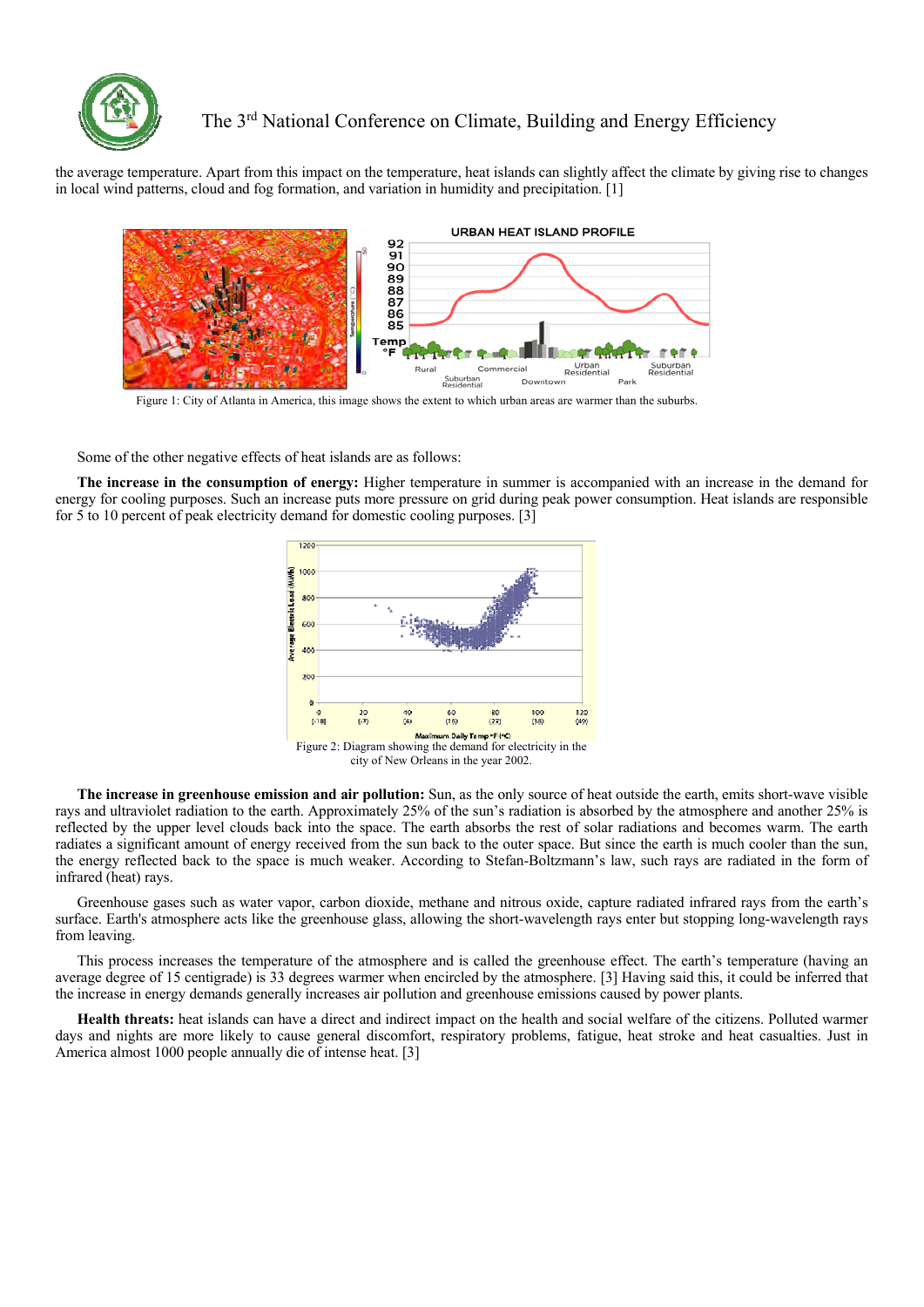the average temperature. Apart from this impact on the temperature, heat islands can slightly affect the climate by giving rise to changes in local wind patterns, cloud and fog formation, and variation in humidity and precipitation. [1]

Figure 1: City of Atlanta in America, this image shows the extent to which urban areas are warmer than the suburbs.

Some of the other negative effects of heat islands are as follows:

**The increase in the consumption of energy:** Higher temperature in summer is accompanied with an increase in the demand for energy for cooling purposes. Such an increase puts more pressure on grid during peak power consumption. Heat islands are responsible for 5 to 10 percent of peak electricity demand for domestic cooling purposes. [3]

Figure 2: Diagram showing the demand for electricity in the city of New Orleans in the year 2002.

**The increase in greenhouse emission and air pollution:** Sun, as the only source of heat outside the earth, emits short-wave visible rays and ultraviolet radiation to the earth. Approximately 25% of the sun's radiation is absorbed by the atmosphere and another 25% is reflected by the upper level clouds back into the space. The earth absorbs the rest of solar radiations and becomes warm. The earth radiates a significant amount of energy received from the sun back to the outer space. But since the earth is much cooler than the sun, the energy reflected back to the space is much weaker. According to Stefan-Boltzmann's law, such rays are radiated in the form of infrared (heat) rays.

Greenhouse gases such as water vapor, carbon dioxide, methane and nitrous oxide, capture radiated infrared rays from the earth's surface. Earth's atmosphere acts like the greenhouse glass, allowing the short-wavelength rays enter but stopping long-wavelength rays from leaving.

This process increases the temperature of the atmosphere and is called the greenhouse effect. The earth's temperature (having an average degree of 15 centigrade) is 33 degrees warmer when encircled by the atmosphere. [3] Having said this, it could be inferred that the increase in energy demands generally increases air pollution and greenhouse emissions caused by power plants.

**Health threats:** heat islands can have a direct and indirect impact on the health and social welfare of the citizens. Polluted warmer days and nights are more likely to cause general discomfort, respiratory problems, fatigue, heat stroke and heat casualties. Just in America almost 1000 people annually die of intense heat. [3]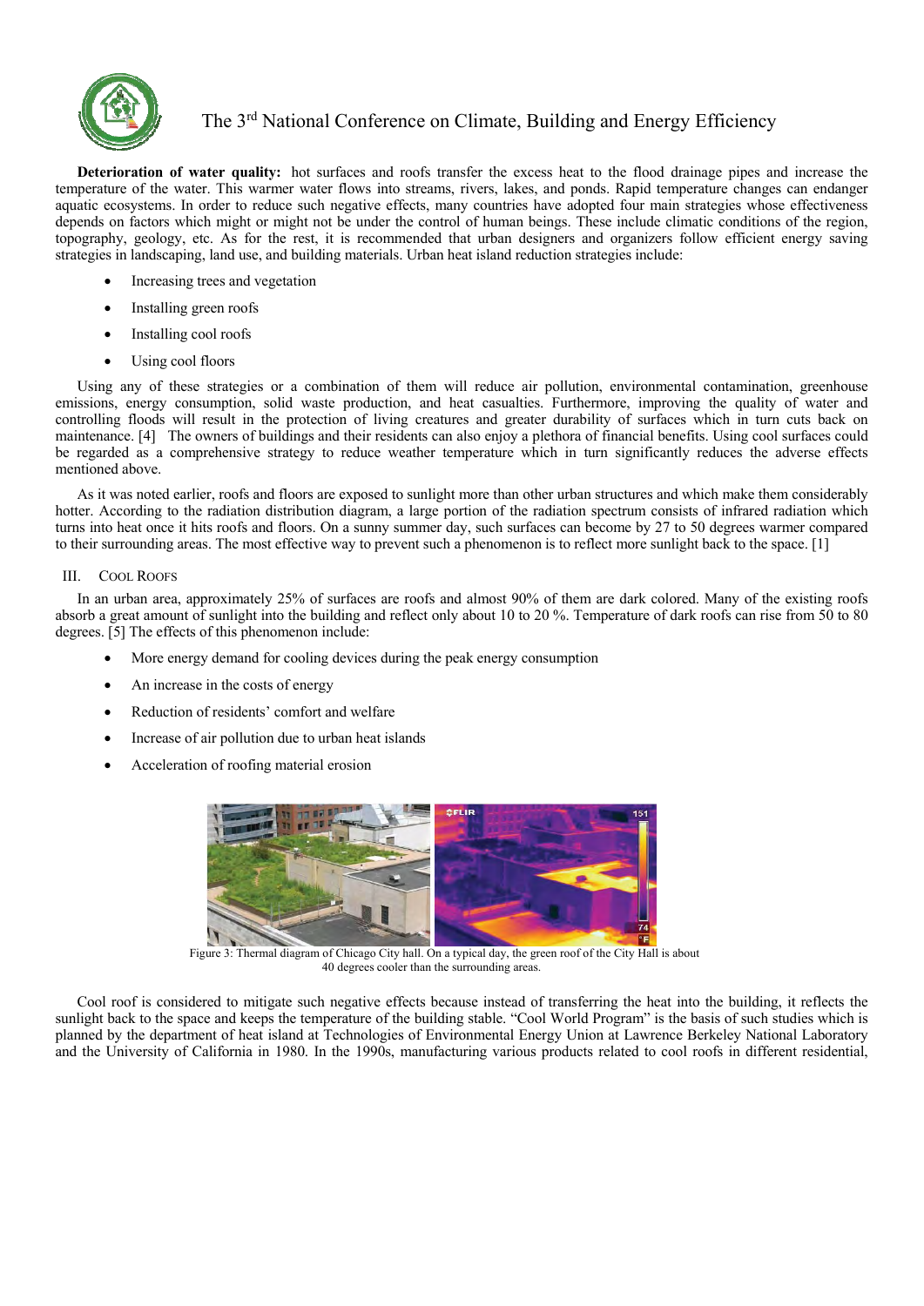**Deterioration of water quality:** hot surfaces and roofs transfer the excess heat to the flood drainage pipes and increase the temperature of the water. This warmer water flows into streams, rivers, lakes, and ponds. Rapid temperature changes can endanger aquatic ecosystems. In order to reduce such negative effects, many countries have adopted four main strategies whose effectiveness depends on factors which might or might not be under the control of human beings. These include climatic conditions of the region, topography, geology, etc. As for the rest, it is recommended that urban designers and organizers follow efficient energy saving strategies in landscaping, land use, and building materials. Urban heat island reduction strategies include:

- Increasing trees and vegetation
- Installing green roofs
- Installing cool roofs
- Using cool floors

Using any of these strategies or a combination of them will reduce air pollution, environmental contamination, greenhouse emissions, energy consumption, solid waste production, and heat casualties. Furthermore, improving the quality of water and controlling floods will result in the protection of living creatures and greater durability of surfaces which in turn cuts back on maintenance. [4] The owners of buildings and their residents can also enjoy a plethora of financial benefits. Using cool surfaces could be regarded as a comprehensive strategy to reduce weather temperature which in turn significantly reduces the adverse effects mentioned above.

As it was noted earlier, roofs and floors are exposed to sunlight more than other urban structures and which make them considerably hotter. According to the radiation distribution diagram, a large portion of the radiation spectrum consists of infrared radiation which turns into heat once it hits roofs and floors. On a sunny summer day, such surfaces can become by 27 to 50 degrees warmer compared to their surrounding areas. The most effective way to prevent such a phenomenon is to reflect more sunlight back to the space. [1]

## III. Cool Roofs

In an urban area, approximately 25% of surfaces are roofs and almost 90% of them are dark colored. Many of the existing roofs absorb a great amount of sunlight into the building and reflect only about 10 to 20 %. Temperature of dark roofs can rise from 50 to 80 degrees. [5] The effects of this phenomenon include:

- More energy demand for cooling devices during the peak energy consumption
- An increase in the costs of energy
- Reduction of residents' comfort and welfare
- Increase of air pollution due to urban heat islands
- Acceleration of roofing material erosion

Figure 3: Thermal diagram of Chicago City hall. On a typical day, the green roof of the City Hall is about 40 degrees cooler than the surrounding areas.

Cool roof is considered to mitigate such negative effects because instead of transferring the heat into the building, it reflects the sunlight back to the space and keeps the temperature of the building stable. "Cool World Program" is the basis of such studies which is planned by the department of heat island at Technologies of Environmental Energy Union at Lawrence Berkeley National Laboratory and the University of California in 1980. In the 1990s, manufacturing various products related to cool roofs in different residential,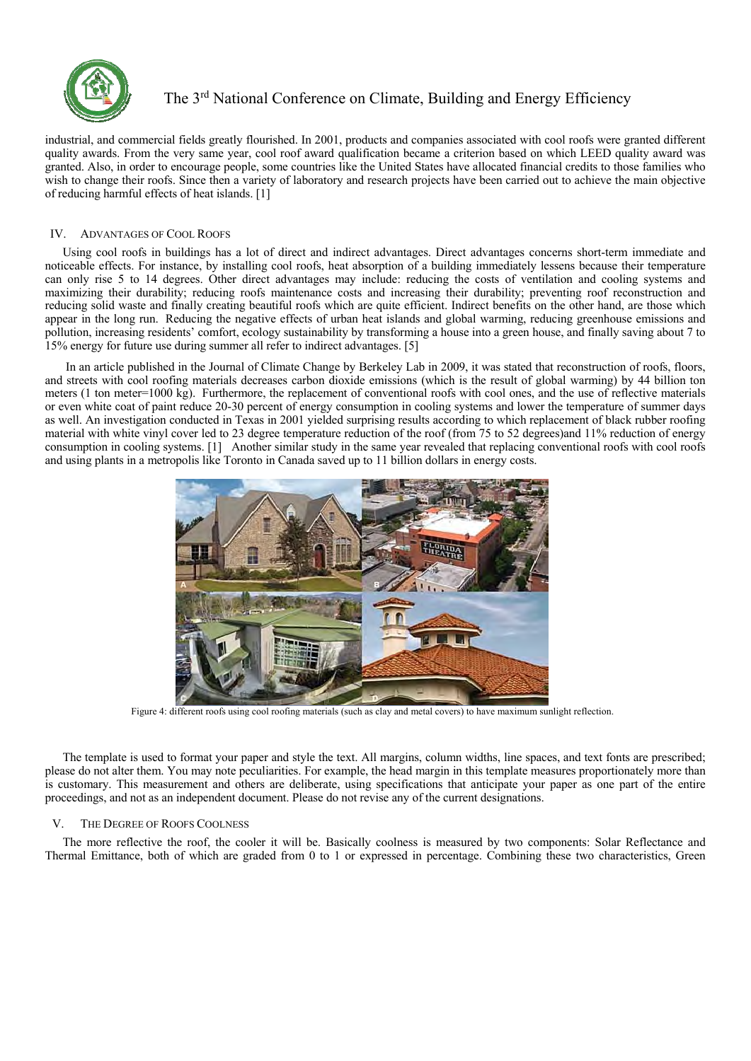industrial, and commercial fields greatly flourished. In 2001, products and companies associated with cool roofs were granted different quality awards. From the very same year, cool roof award qualification became a criterion based on which LEED quality award was granted. Also, in order to encourage people, some countries like the United States have allocated financial credits to those families who wish to change their roofs. Since then a variety of laboratory and research projects have been carried out to achieve the main objective of reducing harmful effects of heat islands. [1]

## IV. ADVANTAGES OF COOL ROOFS

Using cool roofs in buildings has a lot of direct and indirect advantages. Direct advantages concerns short-term immediate and noticeable effects. For instance, by installing cool roofs, heat absorption of a building immediately lessens because their temperature can only rise 5 to 14 degrees. Other direct advantages may include: reducing the costs of ventilation and cooling systems and maximizing their durability; reducing roofs maintenance costs and increasing their durability; preventing roof reconstruction and reducing solid waste and finally creating beautiful roofs which are quite efficient. Indirect benefits on the other hand, are those which appear in the long run. Reducing the negative effects of urban heat islands and global warming, reducing greenhouse emissions and pollution, increasing residents' comfort, ecology sustainability by transforming a house into a green house, and finally saving about 7 to 15% energy for future use during summer all refer to indirect advantages. [5]

In an article published in the Journal of Climate Change by Berkeley Lab in 2009, it was stated that reconstruction of roofs, floors, and streets with cool roofing materials decreases carbon dioxide emissions (which is the result of global warming) by 44 billion ton meters (1 ton meter=1000 kg). Furthermore, the replacement of conventional roofs with cool ones, and the use of reflective materials or even white coat of paint reduce 20-30 percent of energy consumption in cooling systems and lower the temperature of summer days as well. An investigation conducted in Texas in 2001 yielded surprising results according to which replacement of black rubber roofing material with white vinyl cover led to 23 degree temperature reduction of the roof (from 75 to 52 degrees)and 11% reduction of energy consumption in cooling systems. [1] Another similar study in the same year revealed that replacing conventional roofs with cool roofs and using plants in a metropolis like Toronto in Canada saved up to 11 billion dollars in energy costs.

Figure 4: different roofs using cool roofing materials (such as clay and metal covers) to have maximum sunlight reflection.

The template is used to format your paper and style the text. All margins, column widths, line spaces, and text fonts are prescribed; please do not alter them. You may note peculiarities. For example, the head margin in this template measures proportionately more than is customary. This measurement and others are deliberate, using specifications that anticipate your paper as one part of the entire proceedings, and not as an independent document. Please do not revise any of the current designations.

## V. THE DEGREE OF ROOFS COOLNESS

The more reflective the roof, the cooler it will be. Basically coolness is measured by two components: Solar Reflectance and Thermal Emittance, both of which are graded from 0 to 1 or expressed in percentage. Combining these two characteristics, Green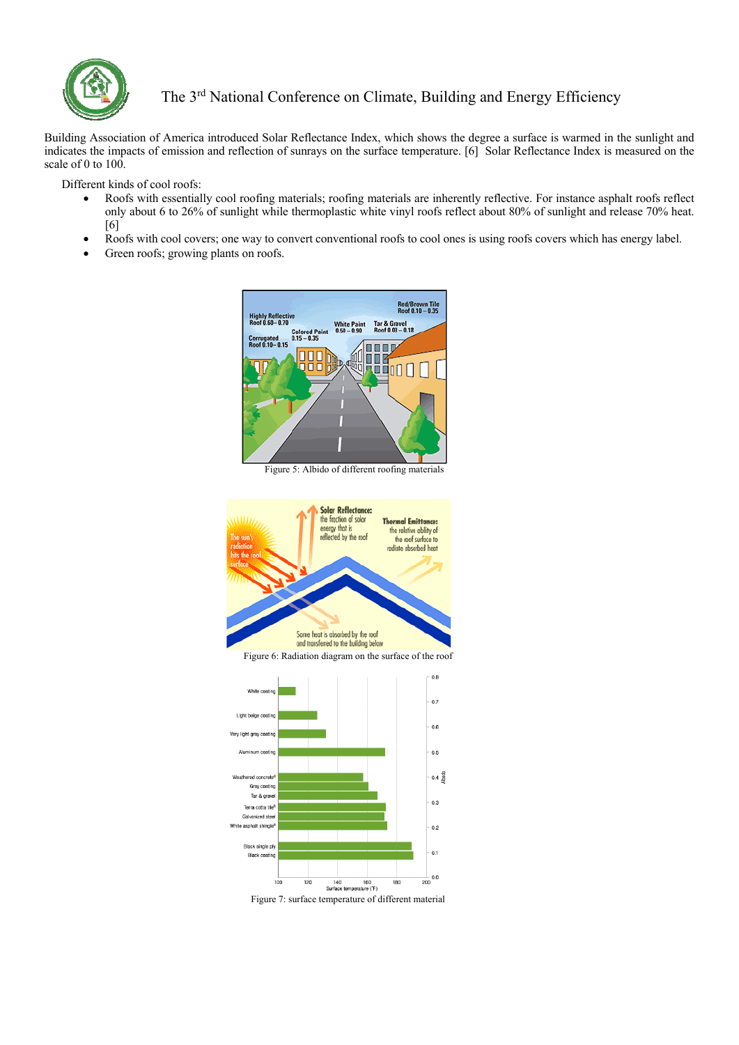Building Association of America introduced Solar Reflectance Index, which shows the degree a surface is warmed in the sunlight and indicates the impacts of emission and reflection of sunrays on the surface temperature. [6] Solar Reflectance Index is measured on the scale of 0 to 100.

Different kinds of cool roofs:

- Roofs with essentially cool roofing materials; roofing materials are inherently reflective. For instance asphalt roofs reflect only about 6 to 26% of sunlight while thermoplastic white vinyl roofs reflect about 80% of sunlight and release 70% heat. [6]
- Roofs with cool covers; one way to convert conventional roofs to cool ones is using roofs covers which has energy label.
- Green roofs; growing plants on roofs.

Figure 5: Albido of different roofing materials

Figure 6: Radiation diagram on the surface of the roof

Figure 7: surface temperature of different material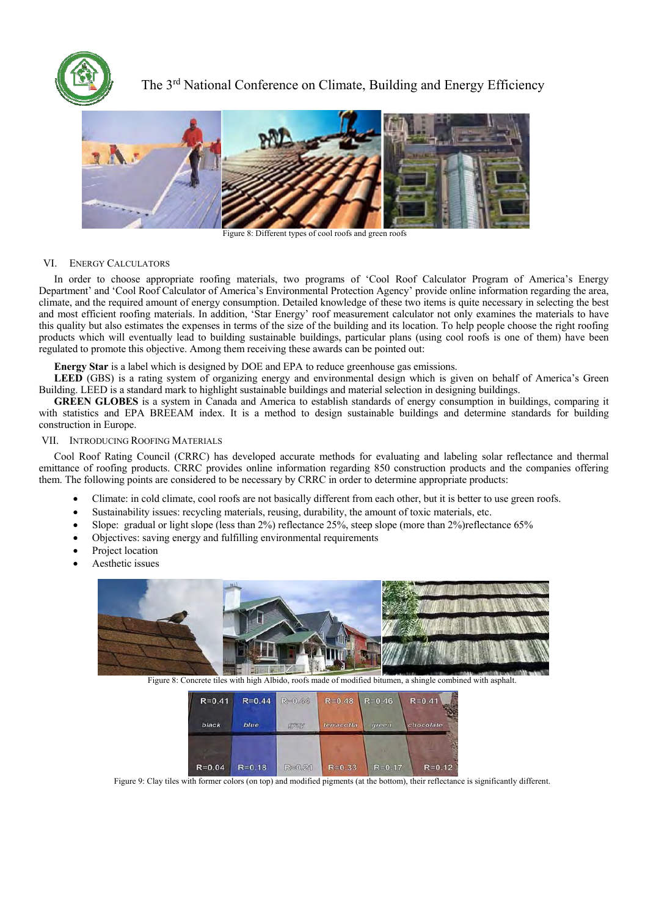Figure 8: Different types of cool roofs and green roofs

## VI. Energy Calculators

In order to choose appropriate roofing materials, two programs of 'Cool Roof Calculator Program of America's Energy Department' and 'Cool Roof Calculator of America's Environmental Protection Agency' provide online information regarding the area, climate, and the required amount of energy consumption. Detailed knowledge of these two items is quite necessary in selecting the best and most efficient roofing materials. In addition, 'Star Energy' roof measurement calculator not only examines the materials to have this quality but also estimates the expenses in terms of the size of the building and its location. To help people choose the right roofing products which will eventually lead to building sustainable buildings, particular plans (using cool roofs is one of them) have been regulated to promote this objective. Among them receiving these awards can be pointed out:

**Energy Star** is a label which is designed by DOE and EPA to reduce greenhouse gas emissions.

**LEED** (GBS) is a rating system of organizing energy and environmental design which is given on behalf of America's Green Building. LEED is a standard mark to highlight sustainable buildings and material selection in designing buildings.

**GREEN GLOBES** is a system in Canada and America to establish standards of energy consumption in buildings, comparing it with statistics and EPA BREEAM index. It is a method to design sustainable buildings and determine standards for building construction in Europe.

## VII. Introducing Roofing Materials

Cool Roof Rating Council (CRRC) has developed accurate methods for evaluating and labeling solar reflectance and thermal emittance of roofing products. CRRC provides online information regarding 850 construction products and the companies offering them. The following points are considered to be necessary by CRRC in order to determine appropriate products:

- Climate: in cold climate, cool roofs are not basically different from each other, but it is better to use green roofs.
- Sustainability issues: recycling materials, reusing, durability, the amount of toxic materials, etc.
- Slope: gradual or light slope (less than 2%) reflectance 25%, steep slope (more than 2%)reflectance 65%
- Objectives: saving energy and fulfilling environmental requirements
- Project location
- Aesthetic issues

Figure 8: Concrete tiles with high Albido, roofs made of modified bitumen, a shingle combined with asphalt.

| R=0.41 | R=0.44 | R=0.44 | R=0.48 | R=0.46 | R=0.41 |
|---|---|---|---|---|---|
| black | blue | gray | terracotta | green | chocolate |
| R=0.04 | R=0.18 | R=0.21 | R=0.33 | R=0.17 | R=0.12 |

Figure 9: Clay tiles with former colors (on top) and modified pigments (at the bottom), their reflectance is significantly different.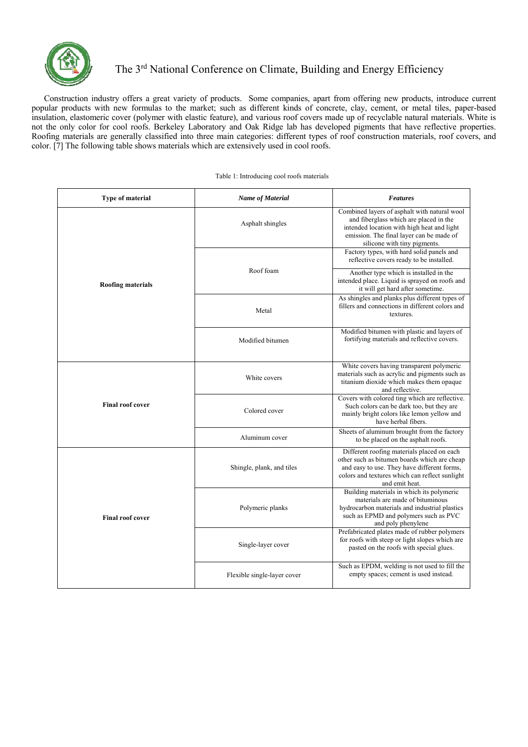Construction industry offers a great variety of products. Some companies, apart from offering new products, introduce current popular products with new formulas to the market; such as different kinds of concrete, clay, cement, or metal tiles, paper-based insulation, elastomeric cover (polymer with elastic feature), and various roof covers made up of recyclable natural materials. White is not the only color for cool roofs. Berkeley Laboratory and Oak Ridge lab has developed pigments that have reflective properties. Roofing materials are generally classified into three main categories: different types of roof construction materials, roof covers, and color. [7] The following table shows materials which are extensively used in cool roofs.

Table 1: Introducing cool roofs materials

| **Type of material** | ***Name of Material*** | ***Features*** |
|---|---|---|
| **Roofing materials** | Asphalt shingles | Combined layers of asphalt with natural wool and fiberglass which are placed in the intended location with high heat and light emission. The final layer can be made of silicone with tiny pigments. |
| | Roof foam | Factory types, with hard solid panels and reflective covers ready to be installed. |
| | | Another type which is installed in the intended place. Liquid is sprayed on roofs and it will get hard after sometime. |
| | Metal | As shingles and planks plus different types of fillers and connections in different colors and textures. |
| | Modified bitumen | Modified bitumen with plastic and layers of fortifying materials and reflective covers. |
| **Final roof cover** | White covers | White covers having transparent polymeric materials such as acrylic and pigments such as titanium dioxide which makes them opaque and reflective. |
| | Colored cover | Covers with colored ting which are reflective. Such colors can be dark too, but they are mainly bright colors like lemon yellow and have herbal fibers. |
| | Aluminum cover | Sheets of aluminum brought from the factory to be placed on the asphalt roofs. |
| **Final roof cover** | Shingle, plank, and tiles | Different roofing materials placed on each other such as bitumen boards which are cheap and easy to use. They have different forms, colors and textures which can reflect sunlight and emit heat. |
| | Polymeric planks | Building materials in which its polymeric materials are made of bituminous hydrocarbon materials and industrial plastics such as EPMD and polymers such as PVC and poly phenylene |
| | Single-layer cover | Prefabricated plates made of rubber polymers for roofs with steep or light slopes which are pasted on the roofs with special glues. |
| | Flexible single-layer cover | Such as EPDM, welding is not used to fill the empty spaces; cement is used instead. |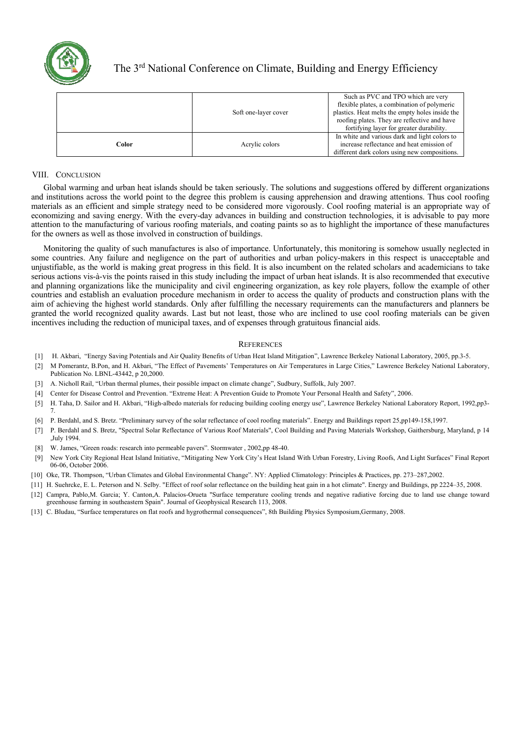| | | |
|---|---|---|
| | Soft one-layer cover | Such as PVC and TPO which are very flexible plates, a combination of polymeric plastics. Heat melts the empty holes inside the roofing plates. They are reflective and have fortifying layer for greater durability. |
| **Color** | Acrylic colors | In white and various dark and light colors to increase reflectance and heat emission of different dark colors using new compositions. |

## VIII. Conclusion

Global warming and urban heat islands should be taken seriously. The solutions and suggestions offered by different organizations and institutions across the world point to the degree this problem is causing apprehension and drawing attentions. Thus cool roofing materials as an efficient and simple strategy need to be considered more vigorously. Cool roofing material is an appropriate way of economizing and saving energy. With the every-day advances in building and construction technologies, it is advisable to pay more attention to the manufacturing of various roofing materials, and coating paints so as to highlight the importance of these manufactures for the owners as well as those involved in construction of buildings.

Monitoring the quality of such manufactures is also of importance. Unfortunately, this monitoring is somehow usually neglected in some countries. Any failure and negligence on the part of authorities and urban policy-makers in this respect is unacceptable and unjustifiable, as the world is making great progress in this field. It is also incumbent on the related scholars and academicians to take serious actions vis-à-vis the points raised in this study including the impact of urban heat islands. It is also recommended that executive and planning organizations like the municipality and civil engineering organization, as key role players, follow the example of other countries and establish an evaluation procedure mechanism in order to access the quality of products and construction plans with the aim of achieving the highest world standards. Only after fulfilling the necessary requirements can the manufacturers and planners be granted the world recognized quality awards. Last but not least, those who are inclined to use cool roofing materials can be given incentives including the reduction of municipal taxes, and of expenses through gratuitous financial aids.

## References

[1] H. Akbari, "Energy Saving Potentials and Air Quality Benefits of Urban Heat Island Mitigation", Lawrence Berkeley National Laboratory, 2005, pp.3-5.

[2] M Pomerantz, B.Pon, and H. Akbari, "The Effect of Pavements' Temperatures on Air Temperatures in Large Cities," Lawrence Berkeley National Laboratory, Publication No. LBNL-43442, p 20,2000.

[3] A. Nicholl Rail, "Urban thermal plumes, their possible impact on climate change", Sudbury, Suffolk, July 2007.

[4] Center for Disease Control and Prevention. "Extreme Heat: A Prevention Guide to Promote Your Personal Health and Safety", 2006.

[5] H. Taha, D. Sailor and H. Akbari, "High-albedo materials for reducing building cooling energy use", Lawrence Berkeley National Laboratory Report, 1992,pp3-7.

[6] P. Berdahl, and S. Bretz. "Preliminary survey of the solar reflectance of cool roofing materials". Energy and Buildings report 25,pp149-158,1997.

[7] P. Berdahl and S. Bretz, "Spectral Solar Reflectance of Various Roof Materials", Cool Building and Paving Materials Workshop, Gaithersburg, Maryland, p 14 ,July 1994.

[8] W. James, "Green roads: research into permeable pavers". Stormwater , 2002,pp 48-40.

[9] New York City Regional Heat Island Initiative, "Mitigating New York City's Heat Island With Urban Forestry, Living Roofs, And Light Surfaces" Final Report 06-06, October 2006.

[10] Oke, TR. Thompson, "Urban Climates and Global Environmental Change". NY: Applied Climatology: Principles & Practices, pp. 273–287,2002.

[11] H. Suehrcke, E. L. Peterson and N. Selby. "Effect of roof solar reflectance on the building heat gain in a hot climate". Energy and Buildings, pp 2224–35, 2008.

[12] Campra, Pablo,M. Garcia; Y. Canton,A. Palacios-Orueta "Surface temperature cooling trends and negative radiative forcing due to land use change toward greenhouse farming in southeastern Spain". Journal of Geophysical Research 113, 2008.

[13] C. Bludau, "Surface temperatures on flat roofs and hygrothermal consequences", 8th Building Physics Symposium,Germany, 2008.